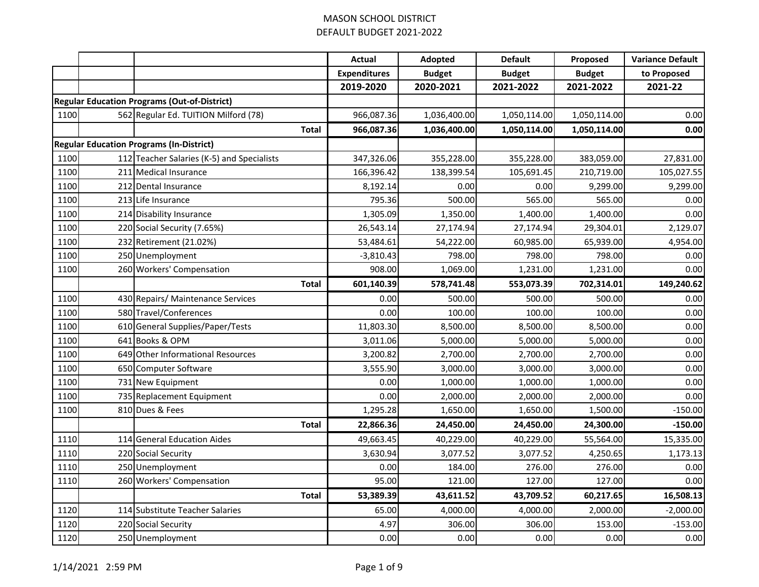# MASON SCHOOL DISTRICT
## DEFAULT BUDGET 2021-2022

| | | | Actual Expenditures 2019-2020 | Adopted Budget 2020-2021 | Default Budget 2021-2022 | Proposed Budget 2021-2022 | Variance Default to Proposed 2021-22 |
|---|---|---|---|---|---|---|---|
| **Regular Education Programs (Out-of-District)** | | | | | | | |
| 1100 | 562 | Regular Ed. TUITION Milford (78) | 966,087.36 | 1,036,400.00 | 1,050,114.00 | 1,050,114.00 | 0.00 |
| | | **Total** | **966,087.36** | **1,036,400.00** | **1,050,114.00** | **1,050,114.00** | **0.00** |
| **Regular Education Programs (In-District)** | | | | | | | |
| 1100 | 112 | Teacher Salaries (K-5) and Specialists | 347,326.06 | 355,228.00 | 355,228.00 | 383,059.00 | 27,831.00 |
| 1100 | 211 | Medical Insurance | 166,396.42 | 138,399.54 | 105,691.45 | 210,719.00 | 105,027.55 |
| 1100 | 212 | Dental Insurance | 8,192.14 | 0.00 | 0.00 | 9,299.00 | 9,299.00 |
| 1100 | 213 | Life Insurance | 795.36 | 500.00 | 565.00 | 565.00 | 0.00 |
| 1100 | 214 | Disability Insurance | 1,305.09 | 1,350.00 | 1,400.00 | 1,400.00 | 0.00 |
| 1100 | 220 | Social Security (7.65%) | 26,543.14 | 27,174.94 | 27,174.94 | 29,304.01 | 2,129.07 |
| 1100 | 232 | Retirement (21.02%) | 53,484.61 | 54,222.00 | 60,985.00 | 65,939.00 | 4,954.00 |
| 1100 | 250 | Unemployment | -3,810.43 | 798.00 | 798.00 | 798.00 | 0.00 |
| 1100 | 260 | Workers' Compensation | 908.00 | 1,069.00 | 1,231.00 | 1,231.00 | 0.00 |
| | | **Total** | **601,140.39** | **578,741.48** | **553,073.39** | **702,314.01** | **149,240.62** |
| 1100 | 430 | Repairs/ Maintenance Services | 0.00 | 500.00 | 500.00 | 500.00 | 0.00 |
| 1100 | 580 | Travel/Conferences | 0.00 | 100.00 | 100.00 | 100.00 | 0.00 |
| 1100 | 610 | General Supplies/Paper/Tests | 11,803.30 | 8,500.00 | 8,500.00 | 8,500.00 | 0.00 |
| 1100 | 641 | Books & OPM | 3,011.06 | 5,000.00 | 5,000.00 | 5,000.00 | 0.00 |
| 1100 | 649 | Other Informational Resources | 3,200.82 | 2,700.00 | 2,700.00 | 2,700.00 | 0.00 |
| 1100 | 650 | Computer Software | 3,555.90 | 3,000.00 | 3,000.00 | 3,000.00 | 0.00 |
| 1100 | 731 | New Equipment | 0.00 | 1,000.00 | 1,000.00 | 1,000.00 | 0.00 |
| 1100 | 735 | Replacement Equipment | 0.00 | 2,000.00 | 2,000.00 | 2,000.00 | 0.00 |
| 1100 | 810 | Dues & Fees | 1,295.28 | 1,650.00 | 1,650.00 | 1,500.00 | -150.00 |
| | | **Total** | **22,866.36** | **24,450.00** | **24,450.00** | **24,300.00** | **-150.00** |
| 1110 | 114 | General Education Aides | 49,663.45 | 40,229.00 | 40,229.00 | 55,564.00 | 15,335.00 |
| 1110 | 220 | Social Security | 3,630.94 | 3,077.52 | 3,077.52 | 4,250.65 | 1,173.13 |
| 1110 | 250 | Unemployment | 0.00 | 184.00 | 276.00 | 276.00 | 0.00 |
| 1110 | 260 | Workers' Compensation | 95.00 | 121.00 | 127.00 | 127.00 | 0.00 |
| | | **Total** | **53,389.39** | **43,611.52** | **43,709.52** | **60,217.65** | **16,508.13** |
| 1120 | 114 | Substitute Teacher Salaries | 65.00 | 4,000.00 | 4,000.00 | 2,000.00 | -2,000.00 |
| 1120 | 220 | Social Security | 4.97 | 306.00 | 306.00 | 153.00 | -153.00 |
| 1120 | 250 | Unemployment | 0.00 | 0.00 | 0.00 | 0.00 | 0.00 |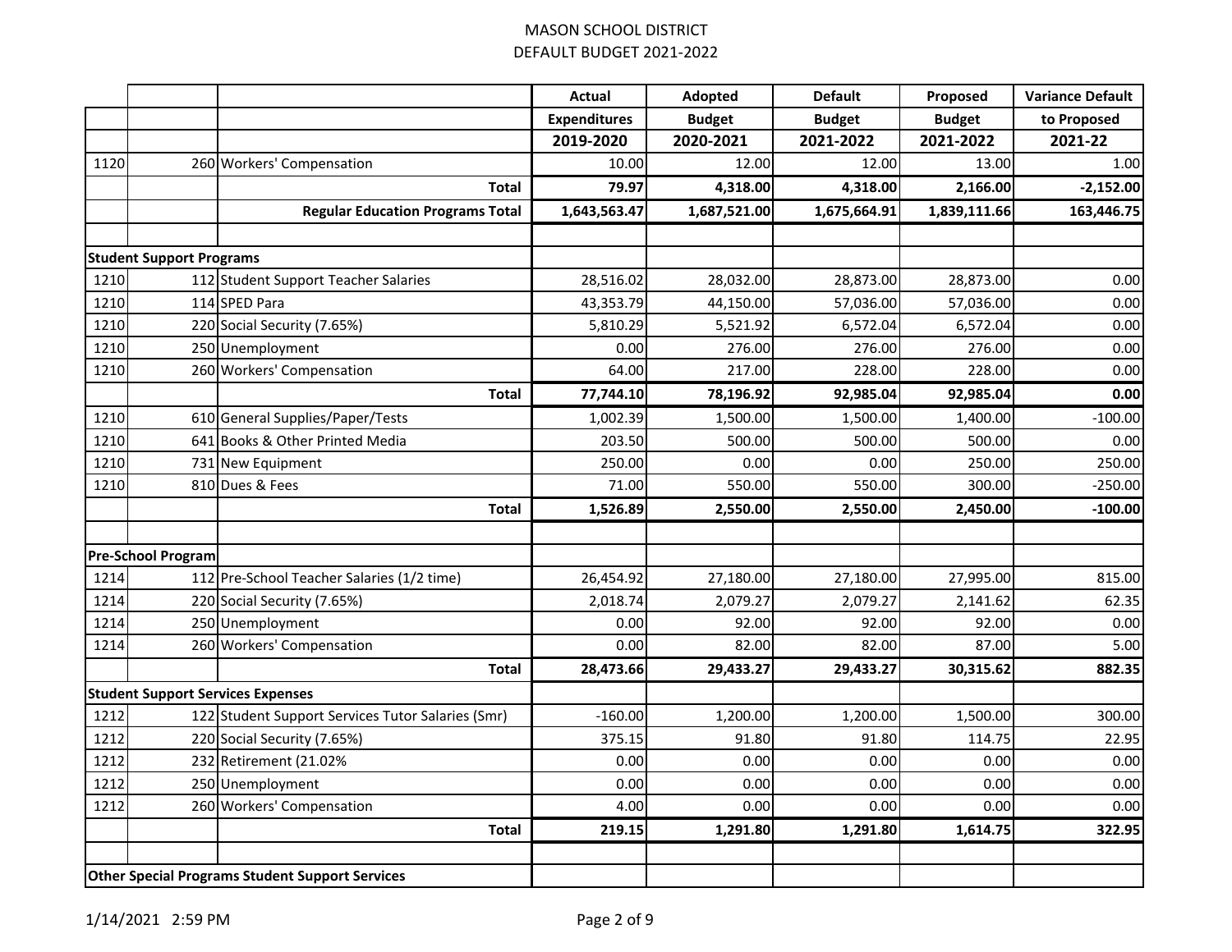# MASON SCHOOL DISTRICT
## DEFAULT BUDGET 2021-2022

| | | | Actual Expenditures 2019-2020 | Adopted Budget 2020-2021 | Default Budget 2021-2022 | Proposed Budget 2021-2022 | Variance Default to Proposed 2021-22 |
|---|---|---|---|---|---|---|---|
| 1120 | 260 | Workers' Compensation | 10.00 | 12.00 | 12.00 | 13.00 | 1.00 |
| | | **Total** | **79.97** | **4,318.00** | **4,318.00** | **2,166.00** | **-2,152.00** |
| | | **Regular Education Programs Total** | **1,643,563.47** | **1,687,521.00** | **1,675,664.91** | **1,839,111.66** | **163,446.75** |
| | | | | | | | |
| **Student Support Programs** | | | | | | | |
| 1210 | 112 | Student Support Teacher Salaries | 28,516.02 | 28,032.00 | 28,873.00 | 28,873.00 | 0.00 |
| 1210 | 114 | SPED Para | 43,353.79 | 44,150.00 | 57,036.00 | 57,036.00 | 0.00 |
| 1210 | 220 | Social Security (7.65%) | 5,810.29 | 5,521.92 | 6,572.04 | 6,572.04 | 0.00 |
| 1210 | 250 | Unemployment | 0.00 | 276.00 | 276.00 | 276.00 | 0.00 |
| 1210 | 260 | Workers' Compensation | 64.00 | 217.00 | 228.00 | 228.00 | 0.00 |
| | | **Total** | **77,744.10** | **78,196.92** | **92,985.04** | **92,985.04** | **0.00** |
| 1210 | 610 | General Supplies/Paper/Tests | 1,002.39 | 1,500.00 | 1,500.00 | 1,400.00 | -100.00 |
| 1210 | 641 | Books & Other Printed Media | 203.50 | 500.00 | 500.00 | 500.00 | 0.00 |
| 1210 | 731 | New Equipment | 250.00 | 0.00 | 0.00 | 250.00 | 250.00 |
| 1210 | 810 | Dues & Fees | 71.00 | 550.00 | 550.00 | 300.00 | -250.00 |
| | | **Total** | **1,526.89** | **2,550.00** | **2,550.00** | **2,450.00** | **-100.00** |
| | | | | | | | |
| **Pre-School Program** | | | | | | | |
| 1214 | 112 | Pre-School Teacher Salaries (1/2 time) | 26,454.92 | 27,180.00 | 27,180.00 | 27,995.00 | 815.00 |
| 1214 | 220 | Social Security (7.65%) | 2,018.74 | 2,079.27 | 2,079.27 | 2,141.62 | 62.35 |
| 1214 | 250 | Unemployment | 0.00 | 92.00 | 92.00 | 92.00 | 0.00 |
| 1214 | 260 | Workers' Compensation | 0.00 | 82.00 | 82.00 | 87.00 | 5.00 |
| | | **Total** | **28,473.66** | **29,433.27** | **29,433.27** | **30,315.62** | **882.35** |
| **Student Support Services Expenses** | | | | | | | |
| 1212 | 122 | Student Support Services Tutor Salaries (Smr) | -160.00 | 1,200.00 | 1,200.00 | 1,500.00 | 300.00 |
| 1212 | 220 | Social Security (7.65%) | 375.15 | 91.80 | 91.80 | 114.75 | 22.95 |
| 1212 | 232 | Retirement (21.02% | 0.00 | 0.00 | 0.00 | 0.00 | 0.00 |
| 1212 | 250 | Unemployment | 0.00 | 0.00 | 0.00 | 0.00 | 0.00 |
| 1212 | 260 | Workers' Compensation | 4.00 | 0.00 | 0.00 | 0.00 | 0.00 |
| | | **Total** | **219.15** | **1,291.80** | **1,291.80** | **1,614.75** | **322.95** |
| | | | | | | | |
| **Other Special Programs Student Support Services** | | | | | | | |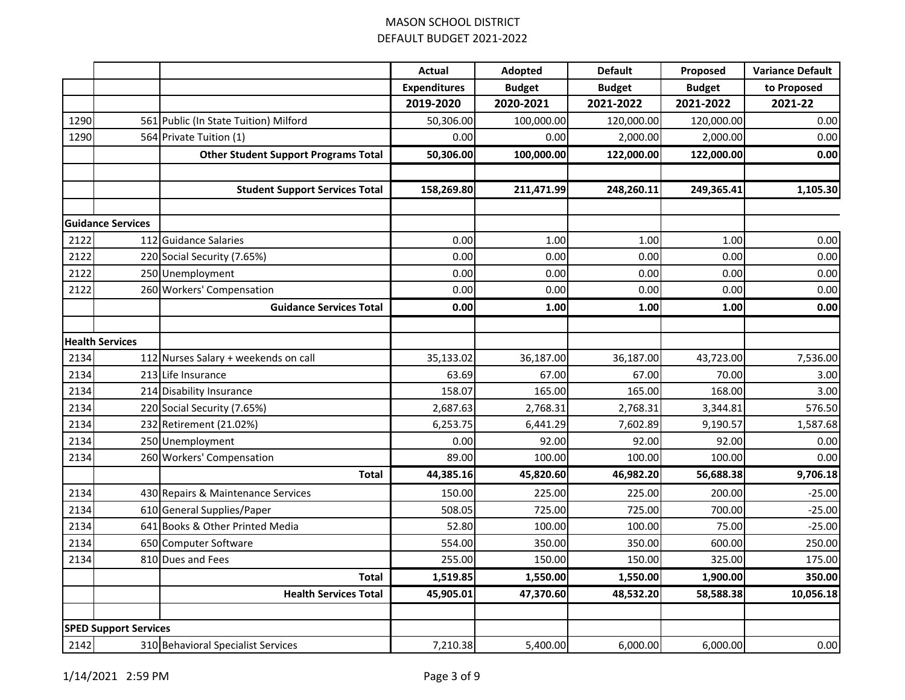# MASON SCHOOL DISTRICT
## DEFAULT BUDGET 2021-2022

| | | | Actual Expenditures 2019-2020 | Adopted Budget 2020-2021 | Default Budget 2021-2022 | Proposed Budget 2021-2022 | Variance Default to Proposed 2021-22 |
|---|---|---|---|---|---|---|---|
| 1290 | 561 | Public (In State Tuition) Milford | 50,306.00 | 100,000.00 | 120,000.00 | 120,000.00 | 0.00 |
| 1290 | 564 | Private Tuition (1) | 0.00 | 0.00 | 2,000.00 | 2,000.00 | 0.00 |
| | | **Other Student Support Programs Total** | **50,306.00** | **100,000.00** | **122,000.00** | **122,000.00** | **0.00** |
| | | | | | | | |
| | | **Student Support Services Total** | **158,269.80** | **211,471.99** | **248,260.11** | **249,365.41** | **1,105.30** |
| | | | | | | | |
| **Guidance Services** | | | | | | | |
| 2122 | 112 | Guidance Salaries | 0.00 | 1.00 | 1.00 | 1.00 | 0.00 |
| 2122 | 220 | Social Security (7.65%) | 0.00 | 0.00 | 0.00 | 0.00 | 0.00 |
| 2122 | 250 | Unemployment | 0.00 | 0.00 | 0.00 | 0.00 | 0.00 |
| 2122 | 260 | Workers' Compensation | 0.00 | 0.00 | 0.00 | 0.00 | 0.00 |
| | | **Guidance Services Total** | **0.00** | **1.00** | **1.00** | **1.00** | **0.00** |
| | | | | | | | |
| **Health Services** | | | | | | | |
| 2134 | 112 | Nurses Salary + weekends on call | 35,133.02 | 36,187.00 | 36,187.00 | 43,723.00 | 7,536.00 |
| 2134 | 213 | Life Insurance | 63.69 | 67.00 | 67.00 | 70.00 | 3.00 |
| 2134 | 214 | Disability Insurance | 158.07 | 165.00 | 165.00 | 168.00 | 3.00 |
| 2134 | 220 | Social Security (7.65%) | 2,687.63 | 2,768.31 | 2,768.31 | 3,344.81 | 576.50 |
| 2134 | 232 | Retirement (21.02%) | 6,253.75 | 6,441.29 | 7,602.89 | 9,190.57 | 1,587.68 |
| 2134 | 250 | Unemployment | 0.00 | 92.00 | 92.00 | 92.00 | 0.00 |
| 2134 | 260 | Workers' Compensation | 89.00 | 100.00 | 100.00 | 100.00 | 0.00 |
| | | **Total** | **44,385.16** | **45,820.60** | **46,982.20** | **56,688.38** | **9,706.18** |
| 2134 | 430 | Repairs & Maintenance Services | 150.00 | 225.00 | 225.00 | 200.00 | -25.00 |
| 2134 | 610 | General Supplies/Paper | 508.05 | 725.00 | 725.00 | 700.00 | -25.00 |
| 2134 | 641 | Books & Other Printed Media | 52.80 | 100.00 | 100.00 | 75.00 | -25.00 |
| 2134 | 650 | Computer Software | 554.00 | 350.00 | 350.00 | 600.00 | 250.00 |
| 2134 | 810 | Dues and Fees | 255.00 | 150.00 | 150.00 | 325.00 | 175.00 |
| | | **Total** | **1,519.85** | **1,550.00** | **1,550.00** | **1,900.00** | **350.00** |
| | | **Health Services Total** | **45,905.01** | **47,370.60** | **48,532.20** | **58,588.38** | **10,056.18** |
| | | | | | | | |
| **SPED Support Services** | | | | | | | |
| 2142 | 310 | Behavioral Specialist Services | 7,210.38 | 5,400.00 | 6,000.00 | 6,000.00 | 0.00 |

1/14/2021 2:59 PM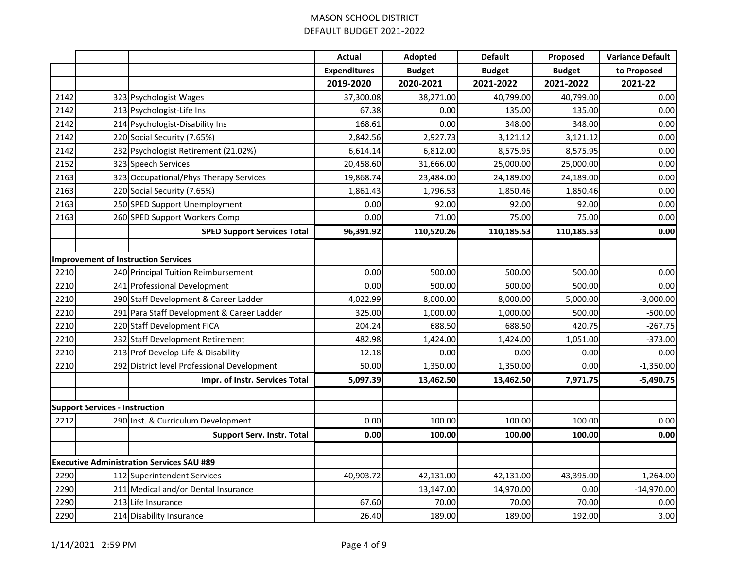MASON SCHOOL DISTRICT
DEFAULT BUDGET 2021-2022

| | | | Actual Expenditures 2019-2020 | Adopted Budget 2020-2021 | Default Budget 2021-2022 | Proposed Budget 2021-2022 | Variance Default to Proposed 2021-22 |
|---|---|---|---|---|---|---|---|
| 2142 | 323 | Psychologist Wages | 37,300.08 | 38,271.00 | 40,799.00 | 40,799.00 | 0.00 |
| 2142 | 213 | Psychologist-Life Ins | 67.38 | 0.00 | 135.00 | 135.00 | 0.00 |
| 2142 | 214 | Psychologist-Disability Ins | 168.61 | 0.00 | 348.00 | 348.00 | 0.00 |
| 2142 | 220 | Social Security (7.65%) | 2,842.56 | 2,927.73 | 3,121.12 | 3,121.12 | 0.00 |
| 2142 | 232 | Psychologist Retirement (21.02%) | 6,614.14 | 6,812.00 | 8,575.95 | 8,575.95 | 0.00 |
| 2152 | 323 | Speech Services | 20,458.60 | 31,666.00 | 25,000.00 | 25,000.00 | 0.00 |
| 2163 | 323 | Occupational/Phys Therapy Services | 19,868.74 | 23,484.00 | 24,189.00 | 24,189.00 | 0.00 |
| 2163 | 220 | Social Security (7.65%) | 1,861.43 | 1,796.53 | 1,850.46 | 1,850.46 | 0.00 |
| 2163 | 250 | SPED Support Unemployment | 0.00 | 92.00 | 92.00 | 92.00 | 0.00 |
| 2163 | 260 | SPED Support Workers Comp | 0.00 | 71.00 | 75.00 | 75.00 | 0.00 |
| | | **SPED Support Services Total** | **96,391.92** | **110,520.26** | **110,185.53** | **110,185.53** | **0.00** |
| | | | | | | | |
| **Improvement of Instruction Services** | | | | | | | |
| 2210 | 240 | Principal Tuition Reimbursement | 0.00 | 500.00 | 500.00 | 500.00 | 0.00 |
| 2210 | 241 | Professional Development | 0.00 | 500.00 | 500.00 | 500.00 | 0.00 |
| 2210 | 290 | Staff Development & Career Ladder | 4,022.99 | 8,000.00 | 8,000.00 | 5,000.00 | -3,000.00 |
| 2210 | 291 | Para Staff Development & Career Ladder | 325.00 | 1,000.00 | 1,000.00 | 500.00 | -500.00 |
| 2210 | 220 | Staff Development FICA | 204.24 | 688.50 | 688.50 | 420.75 | -267.75 |
| 2210 | 232 | Staff Development Retirement | 482.98 | 1,424.00 | 1,424.00 | 1,051.00 | -373.00 |
| 2210 | 213 | Prof Develop-Life & Disability | 12.18 | 0.00 | 0.00 | 0.00 | 0.00 |
| 2210 | 292 | District level Professional Development | 50.00 | 1,350.00 | 1,350.00 | 0.00 | -1,350.00 |
| | | **Impr. of Instr. Services Total** | **5,097.39** | **13,462.50** | **13,462.50** | **7,971.75** | **-5,490.75** |
| | | | | | | | |
| **Support Services - Instruction** | | | | | | | |
| 2212 | 290 | Inst. & Curriculum Development | 0.00 | 100.00 | 100.00 | 100.00 | 0.00 |
| | | **Support Serv. Instr. Total** | **0.00** | **100.00** | **100.00** | **100.00** | **0.00** |
| | | | | | | | |
| **Executive Administration Services SAU #89** | | | | | | | |
| 2290 | 112 | Superintendent Services | 40,903.72 | 42,131.00 | 42,131.00 | 43,395.00 | 1,264.00 |
| 2290 | 211 | Medical and/or Dental Insurance | | 13,147.00 | 14,970.00 | 0.00 | -14,970.00 |
| 2290 | 213 | Life Insurance | 67.60 | 70.00 | 70.00 | 70.00 | 0.00 |
| 2290 | 214 | Disability Insurance | 26.40 | 189.00 | 189.00 | 192.00 | 3.00 |

1/14/2021 2:59 PM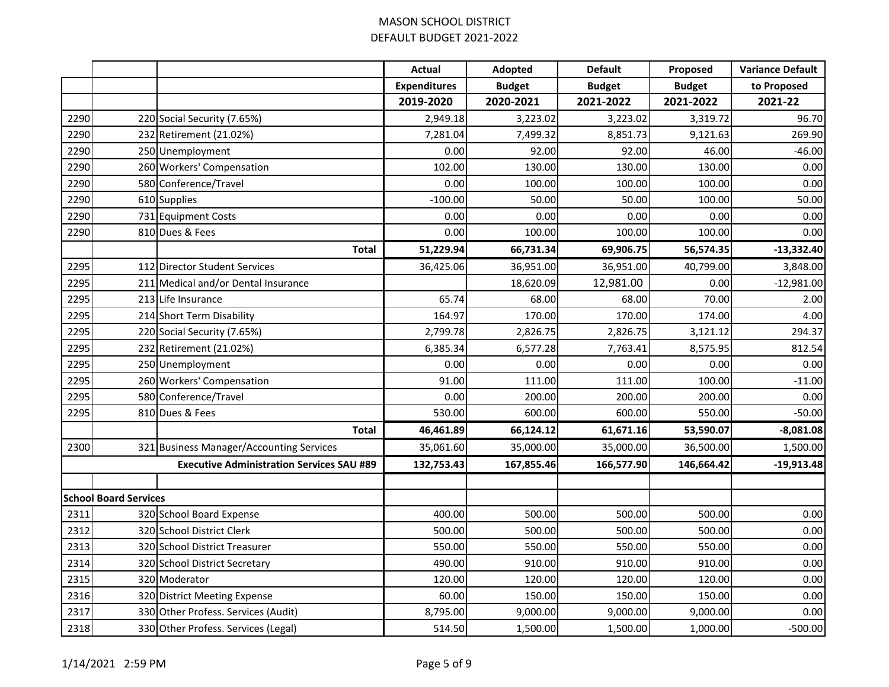# MASON SCHOOL DISTRICT
## DEFAULT BUDGET 2021-2022

| | | | Actual Expenditures 2019-2020 | Adopted Budget 2020-2021 | Default Budget 2021-2022 | Proposed Budget 2021-2022 | Variance Default to Proposed 2021-22 |
|---|---|---|---|---|---|---|---|
| 2290 | 220 | Social Security (7.65%) | 2,949.18 | 3,223.02 | 3,223.02 | 3,319.72 | 96.70 |
| 2290 | 232 | Retirement (21.02%) | 7,281.04 | 7,499.32 | 8,851.73 | 9,121.63 | 269.90 |
| 2290 | 250 | Unemployment | 0.00 | 92.00 | 92.00 | 46.00 | -46.00 |
| 2290 | 260 | Workers' Compensation | 102.00 | 130.00 | 130.00 | 130.00 | 0.00 |
| 2290 | 580 | Conference/Travel | 0.00 | 100.00 | 100.00 | 100.00 | 0.00 |
| 2290 | 610 | Supplies | -100.00 | 50.00 | 50.00 | 100.00 | 50.00 |
| 2290 | 731 | Equipment Costs | 0.00 | 0.00 | 0.00 | 0.00 | 0.00 |
| 2290 | 810 | Dues & Fees | 0.00 | 100.00 | 100.00 | 100.00 | 0.00 |
| | | **Total** | **51,229.94** | **66,731.34** | **69,906.75** | **56,574.35** | **-13,332.40** |
| 2295 | 112 | Director Student Services | 36,425.06 | 36,951.00 | 36,951.00 | 40,799.00 | 3,848.00 |
| 2295 | 211 | Medical and/or Dental Insurance | | 18,620.09 | 12,981.00 | 0.00 | -12,981.00 |
| 2295 | 213 | Life Insurance | 65.74 | 68.00 | 68.00 | 70.00 | 2.00 |
| 2295 | 214 | Short Term Disability | 164.97 | 170.00 | 170.00 | 174.00 | 4.00 |
| 2295 | 220 | Social Security (7.65%) | 2,799.78 | 2,826.75 | 2,826.75 | 3,121.12 | 294.37 |
| 2295 | 232 | Retirement (21.02%) | 6,385.34 | 6,577.28 | 7,763.41 | 8,575.95 | 812.54 |
| 2295 | 250 | Unemployment | 0.00 | 0.00 | 0.00 | 0.00 | 0.00 |
| 2295 | 260 | Workers' Compensation | 91.00 | 111.00 | 111.00 | 100.00 | -11.00 |
| 2295 | 580 | Conference/Travel | 0.00 | 200.00 | 200.00 | 200.00 | 0.00 |
| 2295 | 810 | Dues & Fees | 530.00 | 600.00 | 600.00 | 550.00 | -50.00 |
| | | **Total** | **46,461.89** | **66,124.12** | **61,671.16** | **53,590.07** | **-8,081.08** |
| 2300 | 321 | Business Manager/Accounting Services | 35,061.60 | 35,000.00 | 35,000.00 | 36,500.00 | 1,500.00 |
| | | **Executive Administration Services SAU #89** | **132,753.43** | **167,855.46** | **166,577.90** | **146,664.42** | **-19,913.48** |
| | | | | | | | |
| **School Board Services** | | | | | | | |
| 2311 | 320 | School Board Expense | 400.00 | 500.00 | 500.00 | 500.00 | 0.00 |
| 2312 | 320 | School District Clerk | 500.00 | 500.00 | 500.00 | 500.00 | 0.00 |
| 2313 | 320 | School District Treasurer | 550.00 | 550.00 | 550.00 | 550.00 | 0.00 |
| 2314 | 320 | School District Secretary | 490.00 | 910.00 | 910.00 | 910.00 | 0.00 |
| 2315 | 320 | Moderator | 120.00 | 120.00 | 120.00 | 120.00 | 0.00 |
| 2316 | 320 | District Meeting Expense | 60.00 | 150.00 | 150.00 | 150.00 | 0.00 |
| 2317 | 330 | Other Profess. Services (Audit) | 8,795.00 | 9,000.00 | 9,000.00 | 9,000.00 | 0.00 |
| 2318 | 330 | Other Profess. Services (Legal) | 514.50 | 1,500.00 | 1,500.00 | 1,000.00 | -500.00 |

1/14/2021 2:59 PM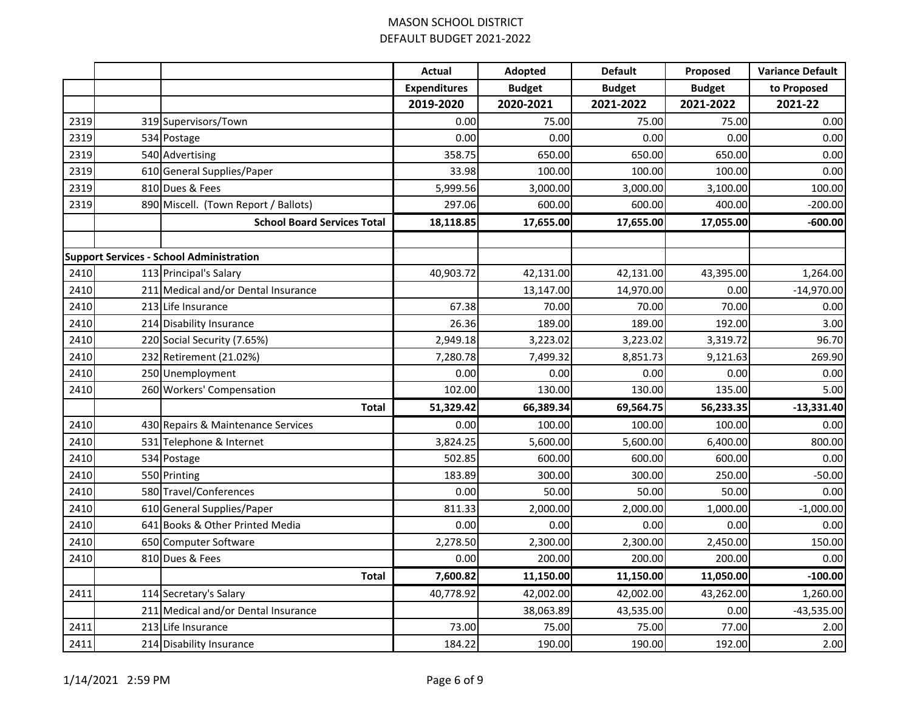# MASON SCHOOL DISTRICT
## DEFAULT BUDGET 2021-2022

| | | | Actual Expenditures 2019-2020 | Adopted Budget 2020-2021 | Default Budget 2021-2022 | Proposed Budget 2021-2022 | Variance Default to Proposed 2021-22 |
|---|---|---|---|---|---|---|---|
| 2319 | 319 | Supervisors/Town | 0.00 | 75.00 | 75.00 | 75.00 | 0.00 |
| 2319 | 534 | Postage | 0.00 | 0.00 | 0.00 | 0.00 | 0.00 |
| 2319 | 540 | Advertising | 358.75 | 650.00 | 650.00 | 650.00 | 0.00 |
| 2319 | 610 | General Supplies/Paper | 33.98 | 100.00 | 100.00 | 100.00 | 0.00 |
| 2319 | 810 | Dues & Fees | 5,999.56 | 3,000.00 | 3,000.00 | 3,100.00 | 100.00 |
| 2319 | 890 | Miscell. (Town Report / Ballots) | 297.06 | 600.00 | 600.00 | 400.00 | -200.00 |
| | | **School Board Services Total** | **18,118.85** | **17,655.00** | **17,655.00** | **17,055.00** | **-600.00** |
| | | | | | | | |
| **Support Services - School Administration** | | | | | | | |
| 2410 | 113 | Principal's Salary | 40,903.72 | 42,131.00 | 42,131.00 | 43,395.00 | 1,264.00 |
| 2410 | 211 | Medical and/or Dental Insurance | | 13,147.00 | 14,970.00 | 0.00 | -14,970.00 |
| 2410 | 213 | Life Insurance | 67.38 | 70.00 | 70.00 | 70.00 | 0.00 |
| 2410 | 214 | Disability Insurance | 26.36 | 189.00 | 189.00 | 192.00 | 3.00 |
| 2410 | 220 | Social Security (7.65%) | 2,949.18 | 3,223.02 | 3,223.02 | 3,319.72 | 96.70 |
| 2410 | 232 | Retirement (21.02%) | 7,280.78 | 7,499.32 | 8,851.73 | 9,121.63 | 269.90 |
| 2410 | 250 | Unemployment | 0.00 | 0.00 | 0.00 | 0.00 | 0.00 |
| 2410 | 260 | Workers' Compensation | 102.00 | 130.00 | 130.00 | 135.00 | 5.00 |
| | | **Total** | **51,329.42** | **66,389.34** | **69,564.75** | **56,233.35** | **-13,331.40** |
| 2410 | 430 | Repairs & Maintenance Services | 0.00 | 100.00 | 100.00 | 100.00 | 0.00 |
| 2410 | 531 | Telephone & Internet | 3,824.25 | 5,600.00 | 5,600.00 | 6,400.00 | 800.00 |
| 2410 | 534 | Postage | 502.85 | 600.00 | 600.00 | 600.00 | 0.00 |
| 2410 | 550 | Printing | 183.89 | 300.00 | 300.00 | 250.00 | -50.00 |
| 2410 | 580 | Travel/Conferences | 0.00 | 50.00 | 50.00 | 50.00 | 0.00 |
| 2410 | 610 | General Supplies/Paper | 811.33 | 2,000.00 | 2,000.00 | 1,000.00 | -1,000.00 |
| 2410 | 641 | Books & Other Printed Media | 0.00 | 0.00 | 0.00 | 0.00 | 0.00 |
| 2410 | 650 | Computer Software | 2,278.50 | 2,300.00 | 2,300.00 | 2,450.00 | 150.00 |
| 2410 | 810 | Dues & Fees | 0.00 | 200.00 | 200.00 | 200.00 | 0.00 |
| | | **Total** | **7,600.82** | **11,150.00** | **11,150.00** | **11,050.00** | **-100.00** |
| 2411 | 114 | Secretary's Salary | 40,778.92 | 42,002.00 | 42,002.00 | 43,262.00 | 1,260.00 |
| | 211 | Medical and/or Dental Insurance | | 38,063.89 | 43,535.00 | 0.00 | -43,535.00 |
| 2411 | 213 | Life Insurance | 73.00 | 75.00 | 75.00 | 77.00 | 2.00 |
| 2411 | 214 | Disability Insurance | 184.22 | 190.00 | 190.00 | 192.00 | 2.00 |

1/14/2021 2:59 PM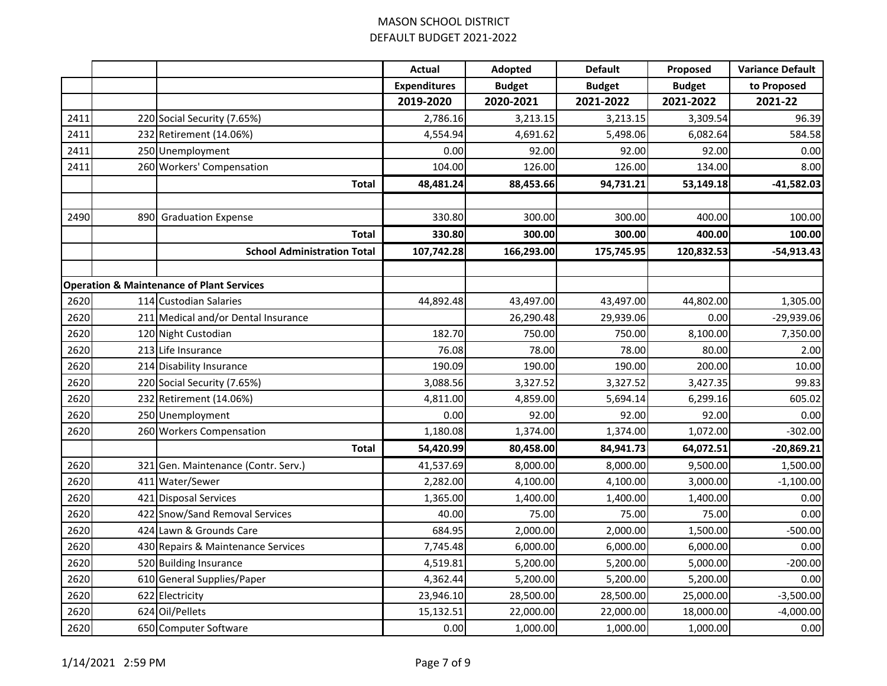# MASON SCHOOL DISTRICT
## DEFAULT BUDGET 2021-2022

| | | | Actual Expenditures 2019-2020 | Adopted Budget 2020-2021 | Default Budget 2021-2022 | Proposed Budget 2021-2022 | Variance Default to Proposed 2021-22 |
|---|---|---|---|---|---|---|---|
| 2411 | 220 | Social Security (7.65%) | 2,786.16 | 3,213.15 | 3,213.15 | 3,309.54 | 96.39 |
| 2411 | 232 | Retirement (14.06%) | 4,554.94 | 4,691.62 | 5,498.06 | 6,082.64 | 584.58 |
| 2411 | 250 | Unemployment | 0.00 | 92.00 | 92.00 | 92.00 | 0.00 |
| 2411 | 260 | Workers' Compensation | 104.00 | 126.00 | 126.00 | 134.00 | 8.00 |
| | | **Total** | **48,481.24** | **88,453.66** | **94,731.21** | **53,149.18** | **-41,582.03** |
| | | | | | | | |
| 2490 | 890 | Graduation Expense | 330.80 | 300.00 | 300.00 | 400.00 | 100.00 |
| | | **Total** | **330.80** | **300.00** | **300.00** | **400.00** | **100.00** |
| | | **School Administration Total** | **107,742.28** | **166,293.00** | **175,745.95** | **120,832.53** | **-54,913.43** |
| | | | | | | | |
| **Operation & Maintenance of Plant Services** | | | | | | | |
| 2620 | 114 | Custodian Salaries | 44,892.48 | 43,497.00 | 43,497.00 | 44,802.00 | 1,305.00 |
| 2620 | 211 | Medical and/or Dental Insurance | | 26,290.48 | 29,939.06 | 0.00 | -29,939.06 |
| 2620 | 120 | Night Custodian | 182.70 | 750.00 | 750.00 | 8,100.00 | 7,350.00 |
| 2620 | 213 | Life Insurance | 76.08 | 78.00 | 78.00 | 80.00 | 2.00 |
| 2620 | 214 | Disability Insurance | 190.09 | 190.00 | 190.00 | 200.00 | 10.00 |
| 2620 | 220 | Social Security (7.65%) | 3,088.56 | 3,327.52 | 3,327.52 | 3,427.35 | 99.83 |
| 2620 | 232 | Retirement (14.06%) | 4,811.00 | 4,859.00 | 5,694.14 | 6,299.16 | 605.02 |
| 2620 | 250 | Unemployment | 0.00 | 92.00 | 92.00 | 92.00 | 0.00 |
| 2620 | 260 | Workers Compensation | 1,180.08 | 1,374.00 | 1,374.00 | 1,072.00 | -302.00 |
| | | **Total** | **54,420.99** | **80,458.00** | **84,941.73** | **64,072.51** | **-20,869.21** |
| 2620 | 321 | Gen. Maintenance (Contr. Serv.) | 41,537.69 | 8,000.00 | 8,000.00 | 9,500.00 | 1,500.00 |
| 2620 | 411 | Water/Sewer | 2,282.00 | 4,100.00 | 4,100.00 | 3,000.00 | -1,100.00 |
| 2620 | 421 | Disposal Services | 1,365.00 | 1,400.00 | 1,400.00 | 1,400.00 | 0.00 |
| 2620 | 422 | Snow/Sand Removal Services | 40.00 | 75.00 | 75.00 | 75.00 | 0.00 |
| 2620 | 424 | Lawn & Grounds Care | 684.95 | 2,000.00 | 2,000.00 | 1,500.00 | -500.00 |
| 2620 | 430 | Repairs & Maintenance Services | 7,745.48 | 6,000.00 | 6,000.00 | 6,000.00 | 0.00 |
| 2620 | 520 | Building Insurance | 4,519.81 | 5,200.00 | 5,200.00 | 5,000.00 | -200.00 |
| 2620 | 610 | General Supplies/Paper | 4,362.44 | 5,200.00 | 5,200.00 | 5,200.00 | 0.00 |
| 2620 | 622 | Electricity | 23,946.10 | 28,500.00 | 28,500.00 | 25,000.00 | -3,500.00 |
| 2620 | 624 | Oil/Pellets | 15,132.51 | 22,000.00 | 22,000.00 | 18,000.00 | -4,000.00 |
| 2620 | 650 | Computer Software | 0.00 | 1,000.00 | 1,000.00 | 1,000.00 | 0.00 |

1/14/2021 2:59 PM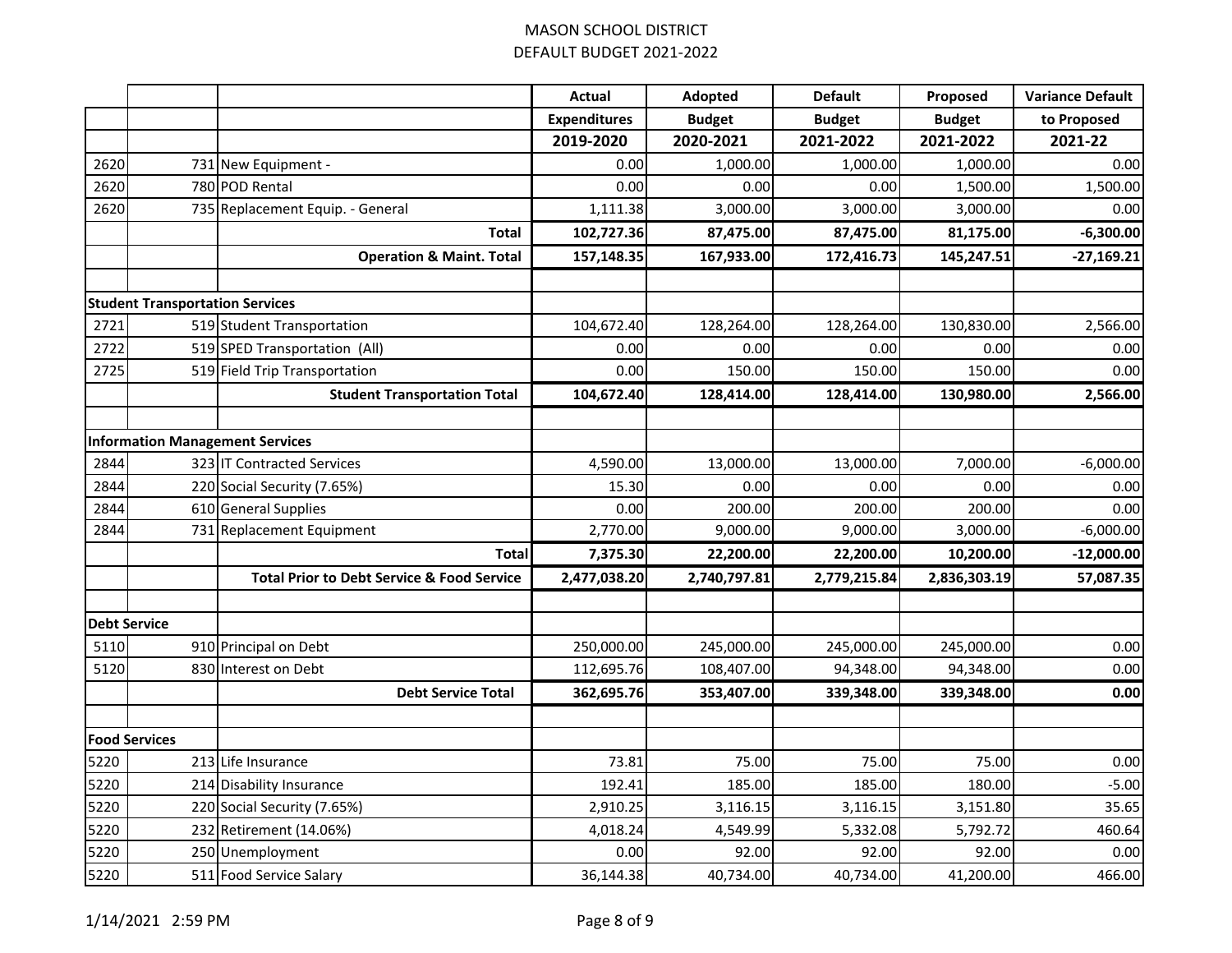# MASON SCHOOL DISTRICT
## DEFAULT BUDGET 2021-2022

| | | | Actual Expenditures 2019-2020 | Adopted Budget 2020-2021 | Default Budget 2021-2022 | Proposed Budget 2021-2022 | Variance Default to Proposed 2021-22 |
|---|---|---|---|---|---|---|---|
| 2620 | 731 | New Equipment - | 0.00 | 1,000.00 | 1,000.00 | 1,000.00 | 0.00 |
| 2620 | 780 | POD Rental | 0.00 | 0.00 | 0.00 | 1,500.00 | 1,500.00 |
| 2620 | 735 | Replacement Equip. - General | 1,111.38 | 3,000.00 | 3,000.00 | 3,000.00 | 0.00 |
| | | **Total** | **102,727.36** | **87,475.00** | **87,475.00** | **81,175.00** | **-6,300.00** |
| | | **Operation & Maint. Total** | **157,148.35** | **167,933.00** | **172,416.73** | **145,247.51** | **-27,169.21** |
| | | | | | | | |
| **Student Transportation Services** | | | | | | | |
| 2721 | 519 | Student Transportation | 104,672.40 | 128,264.00 | 128,264.00 | 130,830.00 | 2,566.00 |
| 2722 | 519 | SPED Transportation (All) | 0.00 | 0.00 | 0.00 | 0.00 | 0.00 |
| 2725 | 519 | Field Trip Transportation | 0.00 | 150.00 | 150.00 | 150.00 | 0.00 |
| | | **Student Transportation Total** | **104,672.40** | **128,414.00** | **128,414.00** | **130,980.00** | **2,566.00** |
| | | | | | | | |
| **Information Management Services** | | | | | | | |
| 2844 | 323 | IT Contracted Services | 4,590.00 | 13,000.00 | 13,000.00 | 7,000.00 | -6,000.00 |
| 2844 | 220 | Social Security (7.65%) | 15.30 | 0.00 | 0.00 | 0.00 | 0.00 |
| 2844 | 610 | General Supplies | 0.00 | 200.00 | 200.00 | 200.00 | 0.00 |
| 2844 | 731 | Replacement Equipment | 2,770.00 | 9,000.00 | 9,000.00 | 3,000.00 | -6,000.00 |
| | | **Total** | **7,375.30** | **22,200.00** | **22,200.00** | **10,200.00** | **-12,000.00** |
| | | **Total Prior to Debt Service & Food Service** | **2,477,038.20** | **2,740,797.81** | **2,779,215.84** | **2,836,303.19** | **57,087.35** |
| | | | | | | | |
| **Debt Service** | | | | | | | |
| 5110 | 910 | Principal on Debt | 250,000.00 | 245,000.00 | 245,000.00 | 245,000.00 | 0.00 |
| 5120 | 830 | Interest on Debt | 112,695.76 | 108,407.00 | 94,348.00 | 94,348.00 | 0.00 |
| | | **Debt Service Total** | **362,695.76** | **353,407.00** | **339,348.00** | **339,348.00** | **0.00** |
| | | | | | | | |
| **Food Services** | | | | | | | |
| 5220 | 213 | Life Insurance | 73.81 | 75.00 | 75.00 | 75.00 | 0.00 |
| 5220 | 214 | Disability Insurance | 192.41 | 185.00 | 185.00 | 180.00 | -5.00 |
| 5220 | 220 | Social Security (7.65%) | 2,910.25 | 3,116.15 | 3,116.15 | 3,151.80 | 35.65 |
| 5220 | 232 | Retirement (14.06%) | 4,018.24 | 4,549.99 | 5,332.08 | 5,792.72 | 460.64 |
| 5220 | 250 | Unemployment | 0.00 | 92.00 | 92.00 | 92.00 | 0.00 |
| 5220 | 511 | Food Service Salary | 36,144.38 | 40,734.00 | 40,734.00 | 41,200.00 | 466.00 |

1/14/2021 2:59 PM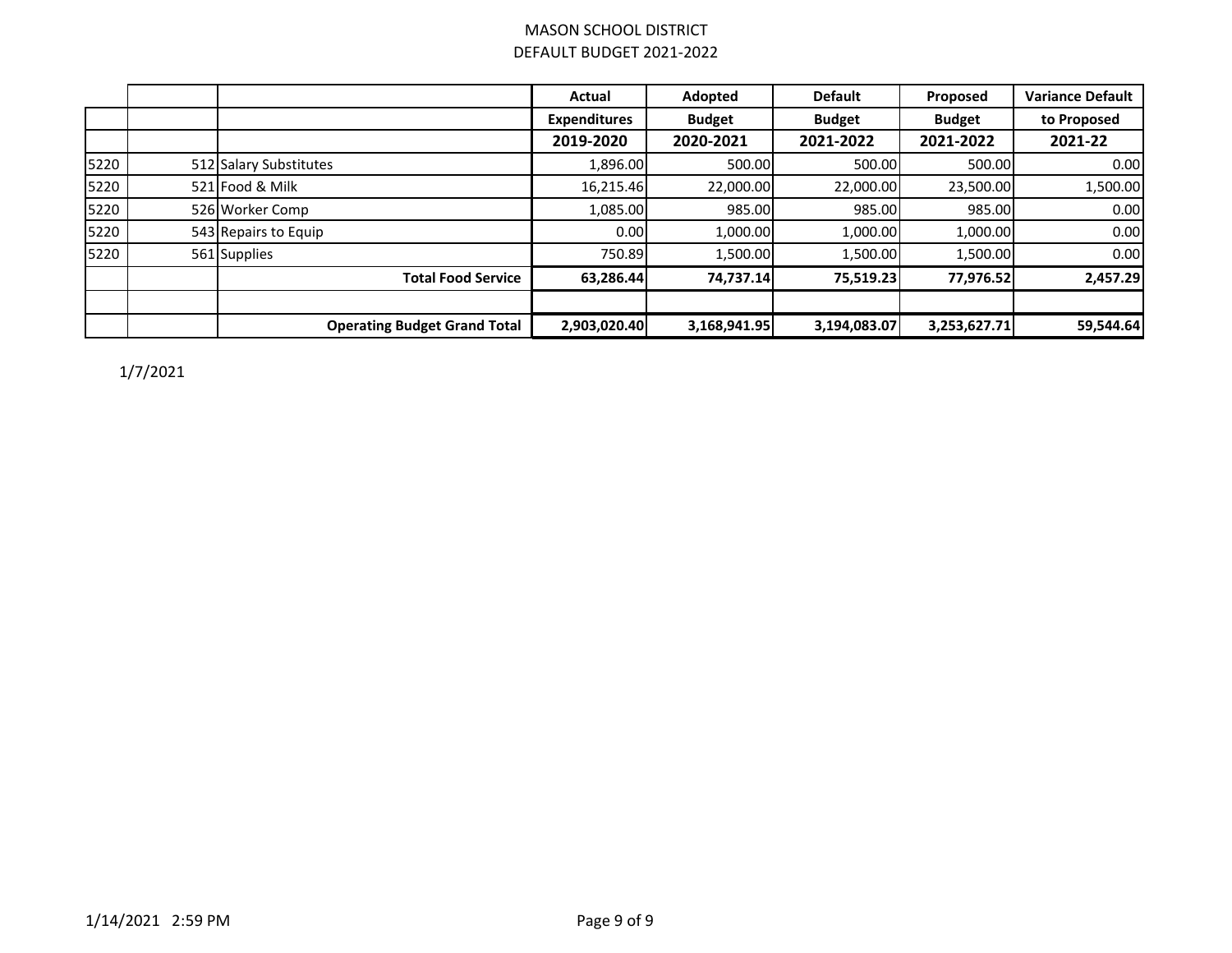MASON SCHOOL DISTRICT
DEFAULT BUDGET 2021-2022

| | | | Actual Expenditures 2019-2020 | Adopted Budget 2020-2021 | Default Budget 2021-2022 | Proposed Budget 2021-2022 | Variance Default to Proposed 2021-22 |
|---|---|---|---|---|---|---|---|
| 5220 | 512 | Salary Substitutes | 1,896.00 | 500.00 | 500.00 | 500.00 | 0.00 |
| 5220 | 521 | Food & Milk | 16,215.46 | 22,000.00 | 22,000.00 | 23,500.00 | 1,500.00 |
| 5220 | 526 | Worker Comp | 1,085.00 | 985.00 | 985.00 | 985.00 | 0.00 |
| 5220 | 543 | Repairs to Equip | 0.00 | 1,000.00 | 1,000.00 | 1,000.00 | 0.00 |
| 5220 | 561 | Supplies | 750.89 | 1,500.00 | 1,500.00 | 1,500.00 | 0.00 |
| | | **Total Food Service** | **63,286.44** | **74,737.14** | **75,519.23** | **77,976.52** | **2,457.29** |
| | | | | | | | |
| | | **Operating Budget Grand Total** | **2,903,020.40** | **3,168,941.95** | **3,194,083.07** | **3,253,627.71** | **59,544.64** |

1/7/2021

1/14/2021 2:59 PM